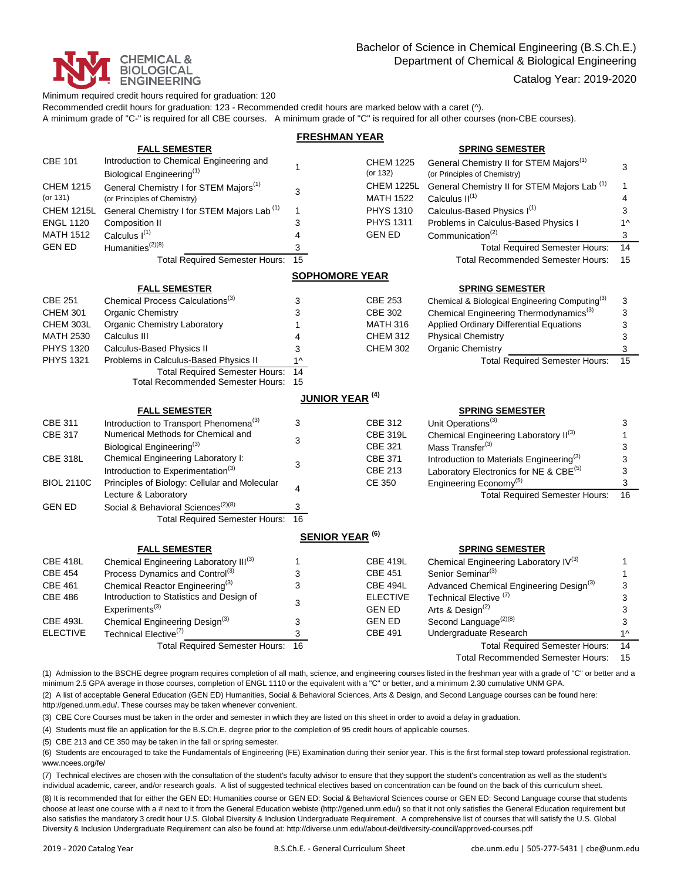CHEMICAL & BIOLOGICAL ENGINEERING

# Bachelor of Science in Chemical Engineering (B.S.Ch.E.)

## Department of Chemical & Biological Engineering

Catalog Year: 2019-2020

Minimum required credit hours required for graduation: 120

Recommended credit hours for graduation: 123 - Recommended credit hours are marked below with a caret (^).

A minimum grade of "C-" is required for all CBE courses. A minimum grade of "C" is required for all other courses (non-CBE courses).

## FRESHMAN YEAR

| FALL SEMESTER | | | SPRING SEMESTER | | |
|---|---|---|---|---|---|
| CBE 101 | Introduction to Chemical Engineering and Biological Engineering(1) | 1 | CHEM 1225 (or 132) | General Chemistry II for STEM Majors(1) (or Principles of Chemistry) | 3 |
| CHEM 1215 (or 131) | General Chemistry I for STEM Majors(1) (or Principles of Chemistry) | 3 | CHEM 1225L | General Chemistry II for STEM Majors Lab (1) | 1 |
| CHEM 1215L | General Chemistry I for STEM Majors Lab (1) | 1 | MATH 1522 | Calculus II(1) | 4 |
| ENGL 1120 | Composition II | 3 | PHYS 1310 | Calculus-Based Physics I(1) | 3 |
| MATH 1512 | Calculus I(1) | 4 | PHYS 1311 | Problems in Calculus-Based Physics I | 1^ |
| GEN ED | Humanities(2)(8) | 3 | GEN ED | Communication(2) | 3 |
| | Total Required Semester Hours: | 15 | | Total Required Semester Hours: | 14 |
| | | | | Total Recommended Semester Hours: | 15 |

## SOPHOMORE YEAR

| FALL SEMESTER | | | SPRING SEMESTER | | |
|---|---|---|---|---|---|
| CBE 251 | Chemical Process Calculations(3) | 3 | CBE 253 | Chemical & Biological Engineering Computing(3) | 3 |
| CHEM 301 | Organic Chemistry | 3 | CBE 302 | Chemical Engineering Thermodynamics(3) | 3 |
| CHEM 303L | Organic Chemistry Laboratory | 1 | MATH 316 | Applied Ordinary Differential Equations | 3 |
| MATH 2530 | Calculus III | 4 | CHEM 312 | Physical Chemistry | 3 |
| PHYS 1320 | Calculus-Based Physics II | 3 | CHEM 302 | Organic Chemistry | 3 |
| PHYS 1321 | Problems in Calculus-Based Physics II | 1^ | | Total Required Semester Hours: | 15 |
| | Total Required Semester Hours: | 14 | | | |
| | Total Recommended Semester Hours: | 15 | | | |

## JUNIOR YEAR (4)

| FALL SEMESTER | | | SPRING SEMESTER | | |
|---|---|---|---|---|---|
| CBE 311 | Introduction to Transport Phenomena(3) | 3 | CBE 312 | Unit Operations(3) | 3 |
| CBE 317 | Numerical Methods for Chemical and Biological Engineering(3) | 3 | CBE 319L | Chemical Engineering Laboratory II(3) | 1 |
| CBE 318L | Chemical Engineering Laboratory I: Introduction to Experimentation(3) | 3 | CBE 321 | Mass Transfer(3) | 3 |
| BIOL 2110C | Principles of Biology: Cellular and Molecular Lecture & Laboratory | 4 | CBE 371 | Introduction to Materials Engineering(3) | 3 |
| GEN ED | Social & Behavioral Sciences(2)(8) | 3 | CBE 213 | Laboratory Electronics for NE & CBE(5) | 3 |
| | Total Required Semester Hours: | 16 | CE 350 | Engineering Economy(5) | 3 |
| | | | | Total Required Semester Hours: | 16 |

## SENIOR YEAR (6)

| FALL SEMESTER | | | SPRING SEMESTER | | |
|---|---|---|---|---|---|
| CBE 418L | Chemical Engineering Laboratory III(3) | 1 | CBE 419L | Chemical Engineering Laboratory IV(3) | 1 |
| CBE 454 | Process Dynamics and Control(3) | 3 | CBE 451 | Senior Seminar(3) | 1 |
| CBE 461 | Chemical Reactor Engineering(3) | 3 | CBE 494L | Advanced Chemical Engineering Design(3) | 3 |
| CBE 486 | Introduction to Statistics and Design of Experiments(3) | 3 | ELECTIVE | Technical Elective (7) | 3 |
| CBE 493L | Chemical Engineering Design(3) | 3 | GEN ED | Arts & Design(2) | 3 |
| ELECTIVE | Technical Elective(7) | 3 | GEN ED | Second Language(2)(8) | 3 |
| | Total Required Semester Hours: | 16 | CBE 491 | Undergraduate Research | 1^ |
| | | | | Total Required Semester Hours: | 14 |
| | | | | Total Recommended Semester Hours: | 15 |

(1) Admission to the BSCHE degree program requires completion of all math, science, and engineering courses listed in the freshman year with a grade of "C" or better and a minimum 2.5 GPA average in those courses, completion of ENGL 1110 or the equivalent with a "C" or better, and a minimum 2.30 cumulative UNM GPA.

(2) A list of acceptable General Education (GEN ED) Humanities, Social & Behavioral Sciences, Arts & Design, and Second Language courses can be found here: http://gened.unm.edu/. These courses may be taken whenever convenient.

(3) CBE Core Courses must be taken in the order and semester in which they are listed on this sheet in order to avoid a delay in graduation.

(4) Students must file an application for the B.S.Ch.E. degree prior to the completion of 95 credit hours of applicable courses.

(5) CBE 213 and CE 350 may be taken in the fall or spring semester.

(6) Students are encouraged to take the Fundamentals of Engineering (FE) Examination during their senior year. This is the first formal step toward professional registration. www.ncees.org/fe/

(7) Technical electives are chosen with the consultation of the student's faculty advisor to ensure that they support the student's concentration as well as the student's individual academic, career, and/or research goals. A list of suggested technical electives based on concentration can be found on the back of this curriculum sheet.

(8) It is recommended that for either the GEN ED: Humanities course or GEN ED: Social & Behavioral Sciences course or GEN ED: Second Language course that students choose at least one course with a # next to it from the General Education webiste (http://gened.unm.edu/) so that it not only satisfies the General Education requirement but also satisfies the mandatory 3 credit hour U.S. Global Diversity & Inclusion Undergraduate Requirement. A comprehensive list of courses that will satisfy the U.S. Global Diversity & Inclusion Undergraduate Requirement can also be found at: http://diverse.unm.edu//about-dei/diversity-council/approved-courses.pdf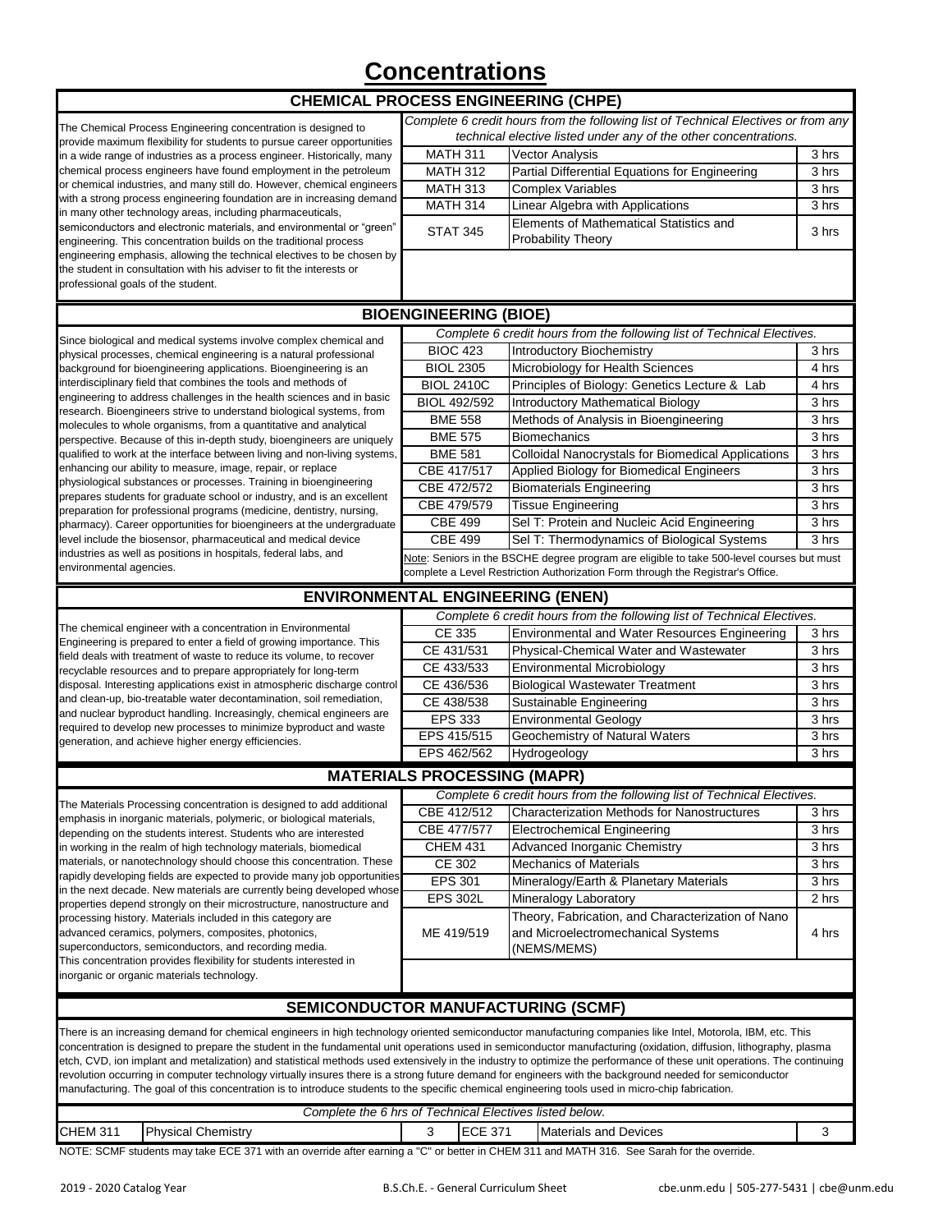# Concentrations

## CHEMICAL PROCESS ENGINEERING (CHPE)

The Chemical Process Engineering concentration is designed to provide maximum flexibility for students to pursue career opportunities in a wide range of industries as a process engineer. Historically, many chemical process engineers have found employment in the petroleum or chemical industries, and many still do. However, chemical engineers with a strong process engineering foundation are in increasing demand in many other technology areas, including pharmaceuticals, semiconductors and electronic materials, and environmental or "green" engineering. This concentration builds on the traditional process engineering emphasis, allowing the technical electives to be chosen by the student in consultation with his adviser to fit the interests or professional goals of the student.

*Complete 6 credit hours from the following list of Technical Electives or from any technical elective listed under any of the other concentrations.*

| | | |
|---|---|---|
| MATH 311 | Vector Analysis | 3 hrs |
| MATH 312 | Partial Differential Equations for Engineering | 3 hrs |
| MATH 313 | Complex Variables | 3 hrs |
| MATH 314 | Linear Algebra with Applications | 3 hrs |
| STAT 345 | Elements of Mathematical Statistics and Probability Theory | 3 hrs |

## BIOENGINEERING (BIOE)

Since biological and medical systems involve complex chemical and physical processes, chemical engineering is a natural professional background for bioengineering applications. Bioengineering is an interdisciplinary field that combines the tools and methods of engineering to address challenges in the health sciences and in basic research. Bioengineers strive to understand biological systems, from molecules to whole organisms, from a quantitative and analytical perspective. Because of this in-depth study, bioengineers are uniquely qualified to work at the interface between living and non-living systems, enhancing our ability to measure, image, repair, or replace physiological substances or processes. Training in bioengineering prepares students for graduate school or industry, and is an excellent preparation for professional programs (medicine, dentistry, nursing, pharmacy). Career opportunities for bioengineers at the undergraduate level include the biosensor, pharmaceutical and medical device industries as well as positions in hospitals, federal labs, and environmental agencies.

*Complete 6 credit hours from the following list of Technical Electives.*

| | | |
|---|---|---|
| BIOC 423 | Introductory Biochemistry | 3 hrs |
| BIOL 2305 | Microbiology for Health Sciences | 4 hrs |
| BIOL 2410C | Principles of Biology: Genetics Lecture & Lab | 4 hrs |
| BIOL 492/592 | Introductory Mathematical Biology | 3 hrs |
| BME 558 | Methods of Analysis in Bioengineering | 3 hrs |
| BME 575 | Biomechanics | 3 hrs |
| BME 581 | Colloidal Nanocrystals for Biomedical Applications | 3 hrs |
| CBE 417/517 | Applied Biology for Biomedical Engineers | 3 hrs |
| CBE 472/572 | Biomaterials Engineering | 3 hrs |
| CBE 479/579 | Tissue Engineering | 3 hrs |
| CBE 499 | Sel T: Protein and Nucleic Acid Engineering | 3 hrs |
| CBE 499 | Sel T: Thermodynamics of Biological Systems | 3 hrs |

Note: Seniors in the BSCHE degree program are eligible to take 500-level courses but must complete a Level Restriction Authorization Form through the Registrar's Office.

## ENVIRONMENTAL ENGINEERING (ENEN)

The chemical engineer with a concentration in Environmental Engineering is prepared to enter a field of growing importance. This field deals with treatment of waste to reduce its volume, to recover recyclable resources and to prepare appropriately for long-term disposal. Interesting applications exist in atmospheric discharge control and clean-up, bio-treatable water decontamination, soil remediation, and nuclear byproduct handling. Increasingly, chemical engineers are required to develop new processes to minimize byproduct and waste generation, and achieve higher energy efficiencies.

*Complete 6 credit hours from the following list of Technical Electives.*

| | | |
|---|---|---|
| CE 335 | Environmental and Water Resources Engineering | 3 hrs |
| CE 431/531 | Physical-Chemical Water and Wastewater | 3 hrs |
| CE 433/533 | Environmental Microbiology | 3 hrs |
| CE 436/536 | Biological Wastewater Treatment | 3 hrs |
| CE 438/538 | Sustainable Engineering | 3 hrs |
| EPS 333 | Environmental Geology | 3 hrs |
| EPS 415/515 | Geochemistry of Natural Waters | 3 hrs |
| EPS 462/562 | Hydrogeology | 3 hrs |

## MATERIALS PROCESSING (MAPR)

The Materials Processing concentration is designed to add additional emphasis in inorganic materials, polymeric, or biological materials, depending on the students interest. Students who are interested in working in the realm of high technology materials, biomedical materials, or nanotechnology should choose this concentration. These rapidly developing fields are expected to provide many job opportunities in the next decade. New materials are currently being developed whose properties depend strongly on their microstructure, nanostructure and processing history. Materials included in this category are advanced ceramics, polymers, composites, photonics, superconductors, semiconductors, and recording media. This concentration provides flexibility for students interested in inorganic or organic materials technology.

*Complete 6 credit hours from the following list of Technical Electives.*

| | | |
|---|---|---|
| CBE 412/512 | Characterization Methods for Nanostructures | 3 hrs |
| CBE 477/577 | Electrochemical Engineering | 3 hrs |
| CHEM 431 | Advanced Inorganic Chemistry | 3 hrs |
| CE 302 | Mechanics of Materials | 3 hrs |
| EPS 301 | Mineralogy/Earth & Planetary Materials | 3 hrs |
| EPS 302L | Mineralogy Laboratory | 2 hrs |
| ME 419/519 | Theory, Fabrication, and Characterization of Nano and Microelectromechanical Systems (NEMS/MEMS) | 4 hrs |

## SEMICONDUCTOR MANUFACTURING (SCMF)

There is an increasing demand for chemical engineers in high technology oriented semiconductor manufacturing companies like Intel, Motorola, IBM, etc. This concentration is designed to prepare the student in the fundamental unit operations used in semiconductor manufacturing (oxidation, diffusion, lithography, plasma etch, CVD, ion implant and metalization) and statistical methods used extensively in the industry to optimize the performance of these unit operations. The continuing revolution occurring in computer technology virtually insures there is a strong future demand for engineers with the background needed for semiconductor manufacturing. The goal of this concentration is to introduce students to the specific chemical engineering tools used in micro-chip fabrication.

*Complete the 6 hrs of Technical Electives listed below.*

| | | | | | |
|---|---|---|---|---|---|
| CHEM 311 | Physical Chemistry | 3 | ECE 371 | Materials and Devices | 3 |

NOTE: SCMF students may take ECE 371 with an override after earning a "C" or better in CHEM 311 and MATH 316. See Sarah for the override.

2019 - 2020 Catalog Year | B.S.Ch.E. - General Curriculum Sheet | cbe.unm.edu | 505-277-5431 | cbe@unm.edu